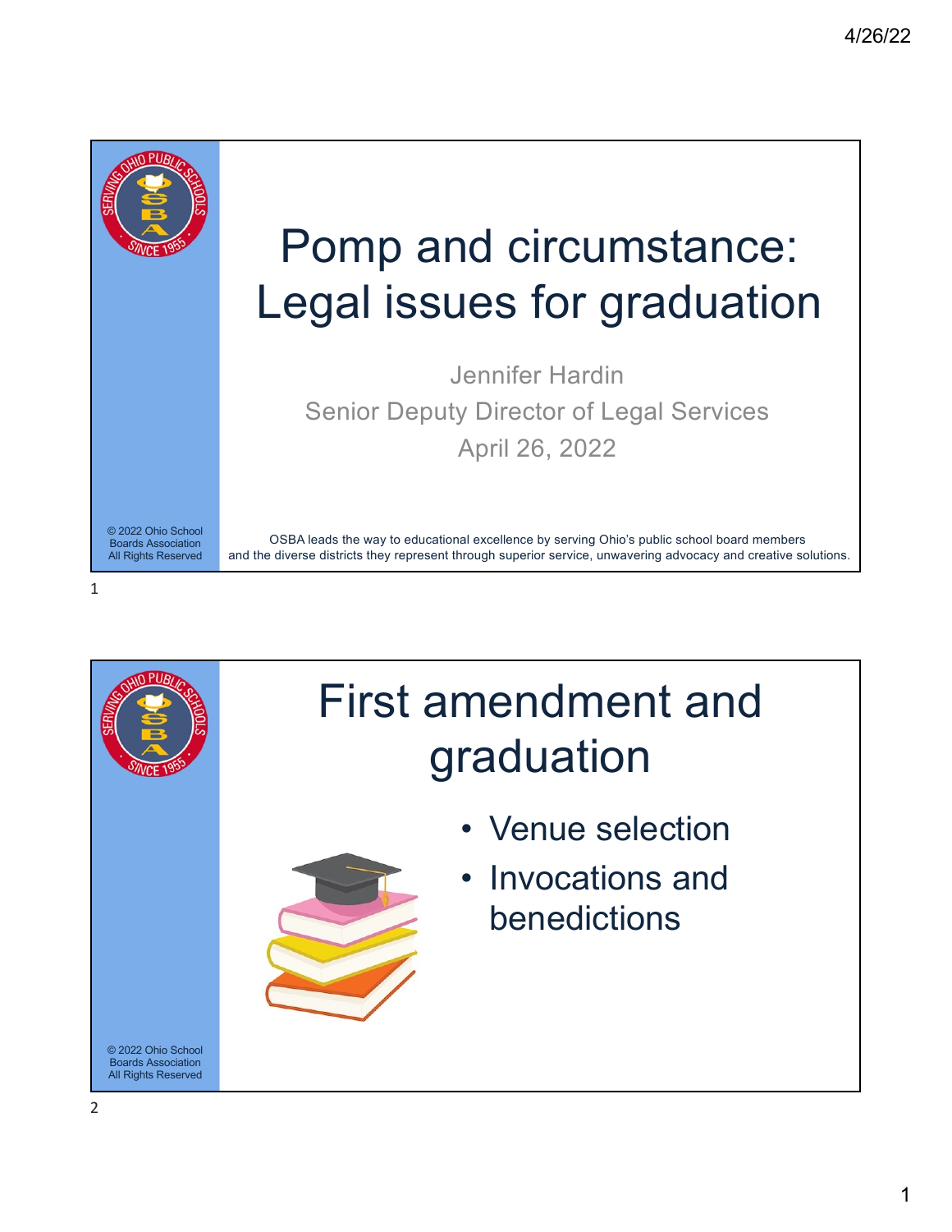# Pomp and circumstance: Legal issues for graduation

Jennifer Hardin

Senior Deputy Director of Legal Services

April 26, 2022

© 2022 Ohio School Boards Association All Rights Reserved

OSBA leads the way to educational excellence by serving Ohio's public school board members and the diverse districts they represent through superior service, unwavering advocacy and creative solutions.

# First amendment and graduation

- Venue selection
- Invocations and benedictions

© 2022 Ohio School Boards Association All Rights Reserved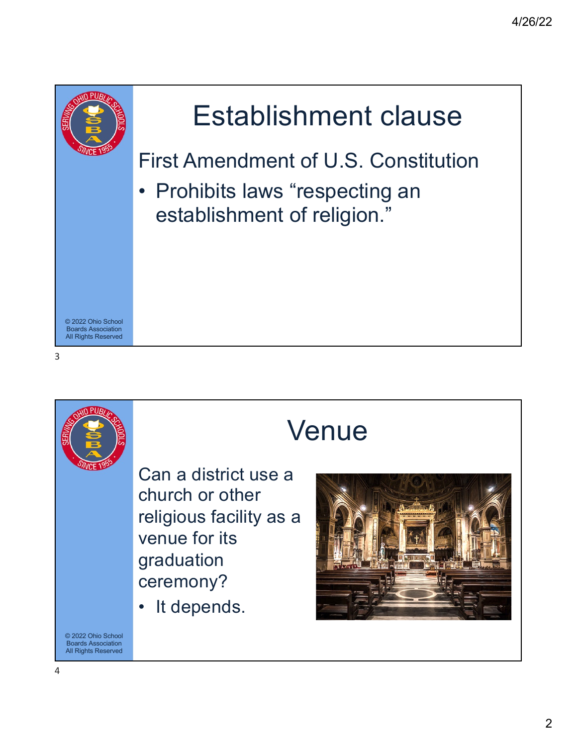# Establishment clause

First Amendment of U.S. Constitution

- Prohibits laws "respecting an establishment of religion."

© 2022 Ohio School Boards Association All Rights Reserved

# Venue

Can a district use a church or other religious facility as a venue for its graduation ceremony?

- It depends.

© 2022 Ohio School Boards Association All Rights Reserved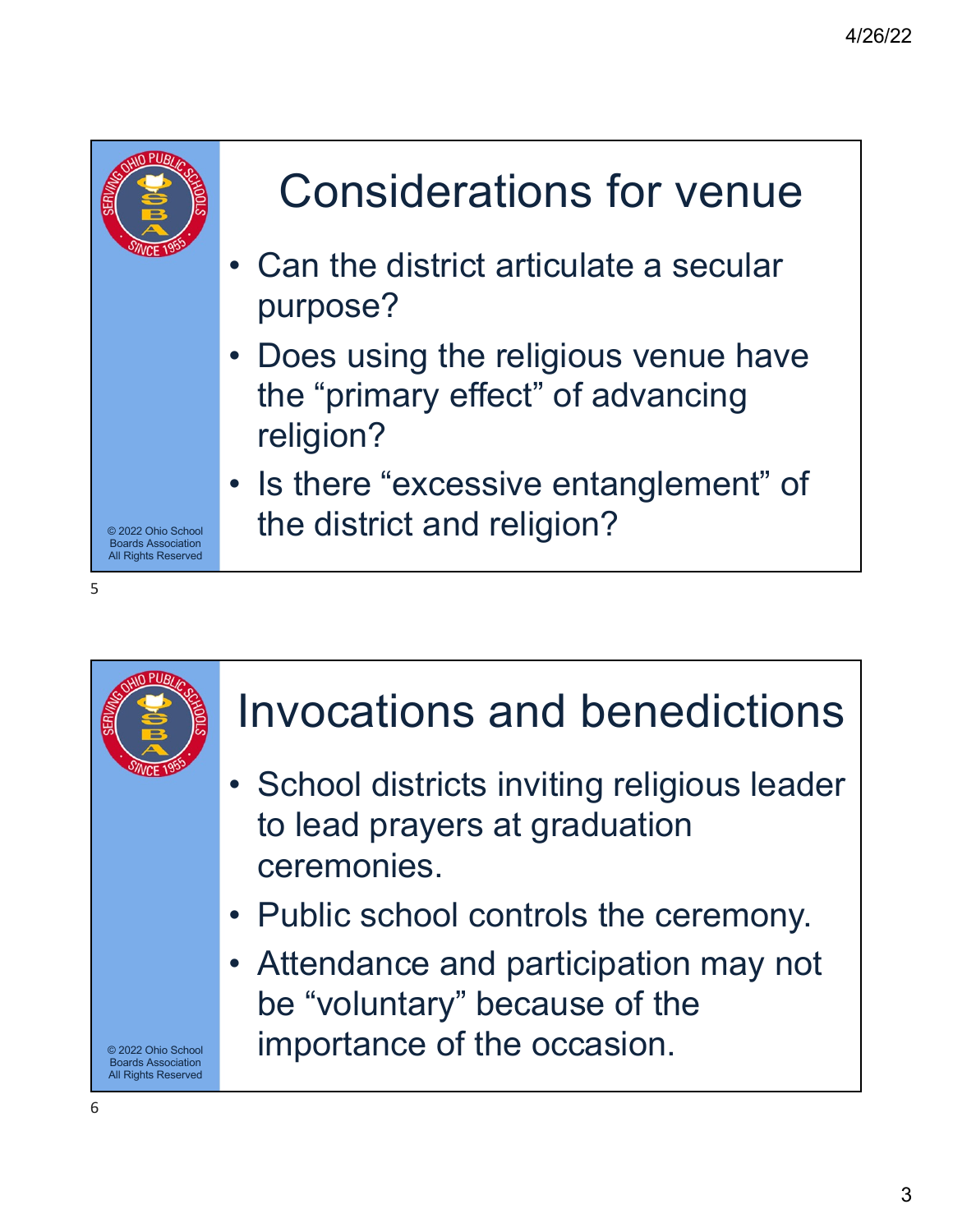## Considerations for venue

- Can the district articulate a secular purpose?
- Does using the religious venue have the "primary effect" of advancing religion?
- Is there "excessive entanglement" of the district and religion?

© 2022 Ohio School Boards Association All Rights Reserved

## Invocations and benedictions

- School districts inviting religious leader to lead prayers at graduation ceremonies.
- Public school controls the ceremony.
- Attendance and participation may not be "voluntary" because of the importance of the occasion.

© 2022 Ohio School Boards Association All Rights Reserved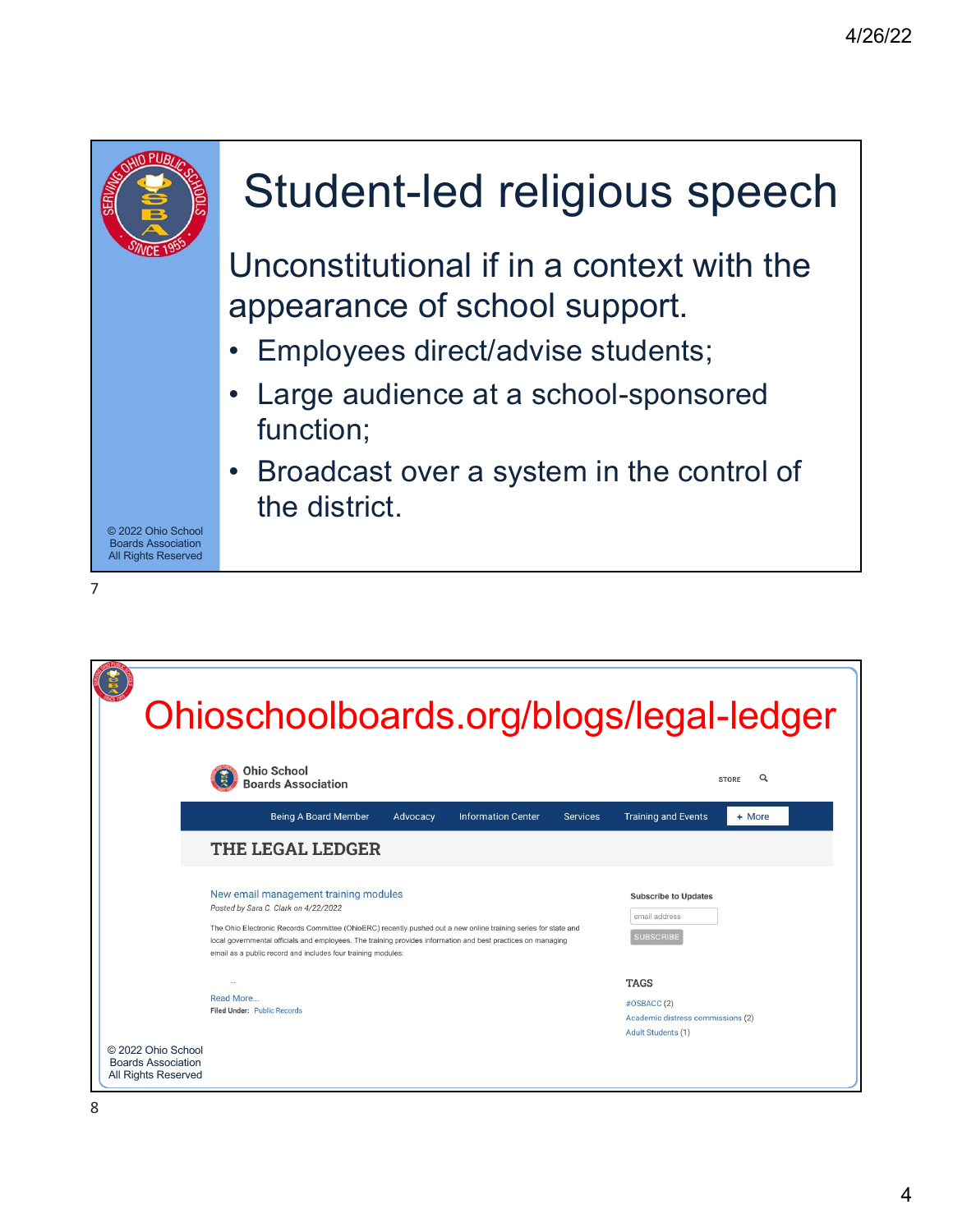## Student-led religious speech

Unconstitutional if in a context with the appearance of school support.

- Employees direct/advise students;
- Large audience at a school-sponsored function;
- Broadcast over a system in the control of the district.

© 2022 Ohio School Boards Association All Rights Reserved

## Ohioschoolboards.org/blogs/legal-ledger

Ohio School Boards Association

STORE

Being A Board Member | Advocacy | Information Center | Services | Training and Events | + More

### THE LEGAL LEDGER

**New email management training modules**

*Posted by Sara C. Clark on 4/22/2022*

The Ohio Electronic Records Committee (OhioERC) recently pushed out a new online training series for state and local governmental officials and employees. The training provides information and best practices on managing email as a public record and includes four training modules:

...

Read More...

**Filed Under:** Public Records

**Subscribe to Updates**

email address

SUBSCRIBE

**TAGS**

- #OSBACC (2)
- Academic distress commissions (2)
- Adult Students (1)

© 2022 Ohio School Boards Association All Rights Reserved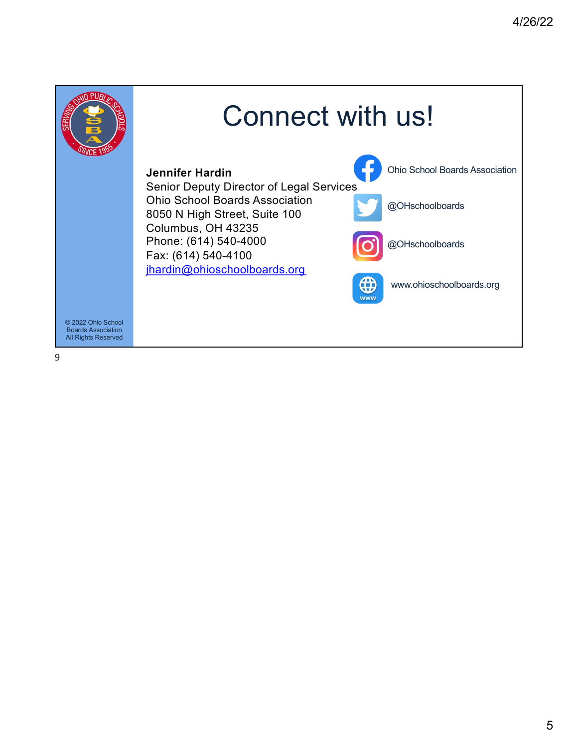# Connect with us!

**Jennifer Hardin**
Senior Deputy Director of Legal Services
Ohio School Boards Association
8050 N High Street, Suite 100
Columbus, OH 43235
Phone: (614) 540-4000
Fax: (614) 540-4100
jhardin@ohioschoolboards.org

Ohio School Boards Association

@OHschoolboards

@OHschoolboards

www.ohioschoolboards.org

© 2022 Ohio School Boards Association All Rights Reserved